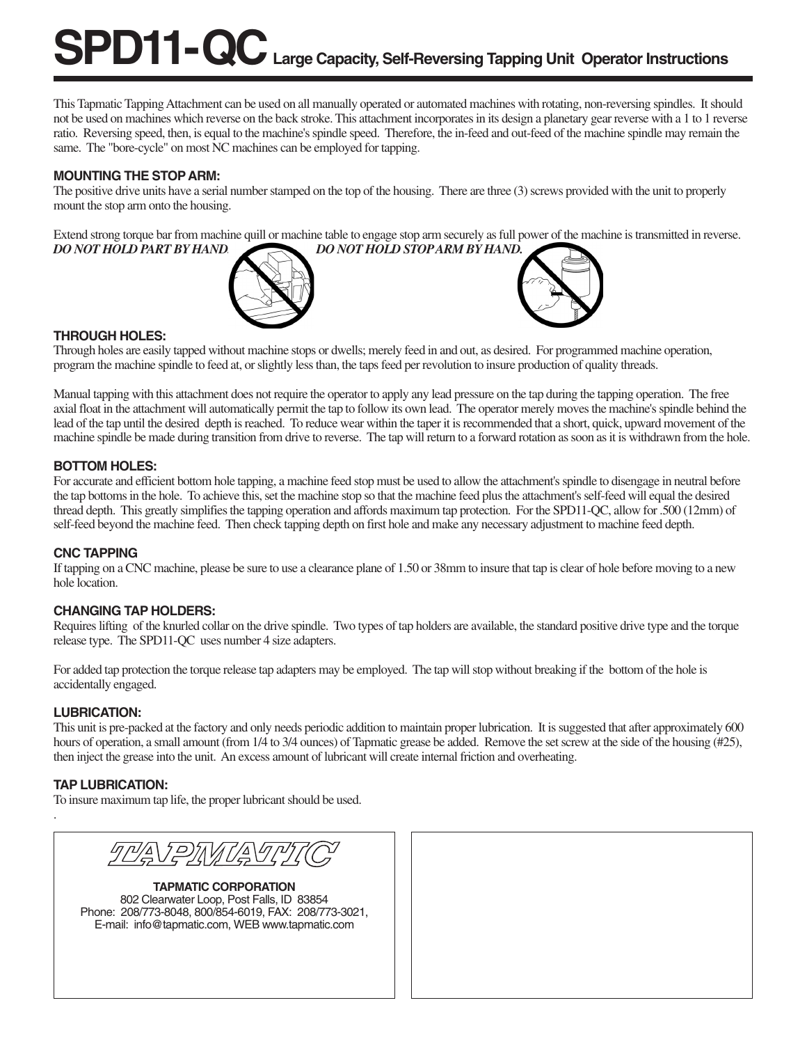# SPD11-QC Large Capacity, Self-Reversing Tapping Unit Operator Instructions

This Tapmatic Tapping Attachment can be used on all manually operated or automated machines with rotating, non-reversing spindles. It should not be used on machines which reverse on the back stroke. This attachment incorporates in its design a planetary gear reverse with a 1 to 1 reverse ratio. Reversing speed, then, is equal to the machine's spindle speed. Therefore, the in-feed and out-feed of the machine spindle may remain the same. The "bore-cycle" on most NC machines can be employed for tapping.

### MOUNTING THE STOP ARM:

The positive drive units have a serial number stamped on the top of the housing. There are three (3) screws provided with the unit to properly mount the stop arm onto the housing.

Extend strong torque bar from machine quill or machine table to engage stop arm securely as full power of the machine is transmitted in reverse.

***DO NOT HOLD PART BY HAND.*** ***DO NOT HOLD STOP ARM BY HAND.***

### THROUGH HOLES:

Through holes are easily tapped without machine stops or dwells; merely feed in and out, as desired. For programmed machine operation, program the machine spindle to feed at, or slightly less than, the taps feed per revolution to insure production of quality threads.

Manual tapping with this attachment does not require the operator to apply any lead pressure on the tap during the tapping operation. The free axial float in the attachment will automatically permit the tap to follow its own lead. The operator merely moves the machine's spindle behind the lead of the tap until the desired depth is reached. To reduce wear within the taper it is recommended that a short, quick, upward movement of the machine spindle be made during transition from drive to reverse. The tap will return to a forward rotation as soon as it is withdrawn from the hole.

### BOTTOM HOLES:

For accurate and efficient bottom hole tapping, a machine feed stop must be used to allow the attachment's spindle to disengage in neutral before the tap bottoms in the hole. To achieve this, set the machine stop so that the machine feed plus the attachment's self-feed will equal the desired thread depth. This greatly simplifies the tapping operation and affords maximum tap protection. For the SPD11-QC, allow for .500 (12mm) of self-feed beyond the machine feed. Then check tapping depth on first hole and make any necessary adjustment to machine feed depth.

### CNC TAPPING

If tapping on a CNC machine, please be sure to use a clearance plane of 1.50 or 38mm to insure that tap is clear of hole before moving to a new hole location.

### CHANGING TAP HOLDERS:

Requires lifting of the knurled collar on the drive spindle. Two types of tap holders are available, the standard positive drive type and the torque release type. The SPD11-QC uses number 4 size adapters.

For added tap protection the torque release tap adapters may be employed. The tap will stop without breaking if the bottom of the hole is accidentally engaged.

### LUBRICATION:

This unit is pre-packed at the factory and only needs periodic addition to maintain proper lubrication. It is suggested that after approximately 600 hours of operation, a small amount (from 1/4 to 3/4 ounces) of Tapmatic grease be added. Remove the set screw at the side of the housing (#25), then inject the grease into the unit. An excess amount of lubricant will create internal friction and overheating.

### TAP LUBRICATION:

To insure maximum tap life, the proper lubricant should be used.

TAPMATIC

**TAPMATIC CORPORATION**
802 Clearwater Loop, Post Falls, ID 83854
Phone: 208/773-8048, 800/854-6019, FAX: 208/773-3021,
E-mail: info@tapmatic.com, WEB www.tapmatic.com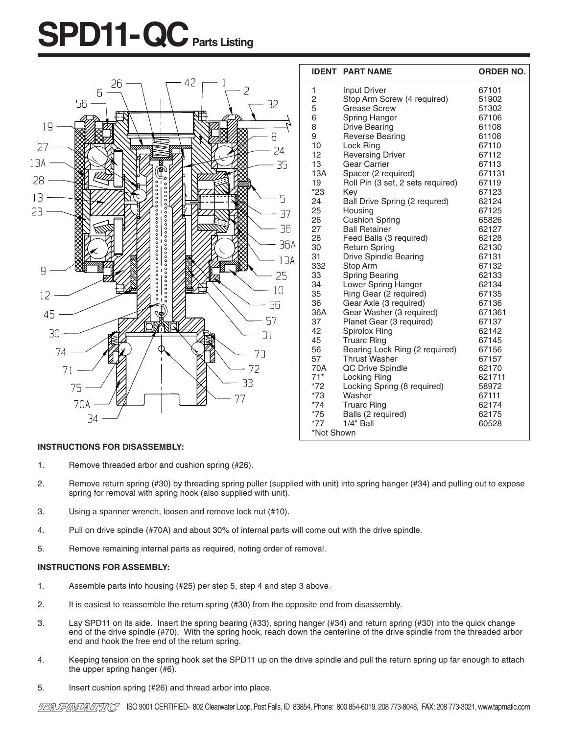# SPD11-QC Parts Listing

26
6
56
19
27
13A
28
13
23
9
12
45
30
74
71
75
70A
34
42
1
2
32
8
24
35
5
37
36
36A
13A
25
10
56
57
31
73
72
33
77

| IDENT | PART NAME | ORDER NO. |
|---|---|---|
| 1 | Input Driver | 67101 |
| 2 | Stop Arm Screw (4 required) | 51902 |
| 5 | Grease Screw | 51302 |
| 6 | Spring Hanger | 67106 |
| 8 | Drive Bearing | 61108 |
| 9 | Reverse Bearing | 61108 |
| 10 | Lock Ring | 67110 |
| 12 | Reversing Driver | 67112 |
| 13 | Gear Carrier | 67113 |
| 13A | Spacer (2 required) | 671131 |
| 19 | Roll Pin (3 set, 2 sets required) | 67119 |
| *23 | Key | 67123 |
| 24 | Ball Drive Spring (2 requred) | 62124 |
| 25 | Housing | 67125 |
| 26 | Cushion Spring | 65826 |
| 27 | Ball Retainer | 62127 |
| 28 | Feed Balls (3 required) | 62128 |
| 30 | Return Spring | 62130 |
| 31 | Drive Spindle Bearing | 67131 |
| 332 | Stop Arm | 67132 |
| 33 | Spring Bearing | 62133 |
| 34 | Lower Spring Hanger | 62134 |
| 35 | Ring Gear (2 required) | 67135 |
| 36 | Gear Axle (3 required) | 67136 |
| 36A | Gear Washer (3 required) | 671361 |
| 37 | Planet Gear (3 required) | 67137 |
| 42 | Spirolox Ring | 62142 |
| 45 | Truarc Ring | 67145 |
| 56 | Bearing Lock Ring (2 required) | 67156 |
| 57 | Thrust Washer | 67157 |
| 70A | QC Drive Spindle | 62170 |
| 71* | Locking Ring | 621711 |
| *72 | Locking Spring (8 required) | 58972 |
| *73 | Washer | 67111 |
| *74 | Truarc Ring | 62174 |
| *75 | Balls (2 required) | 62175 |
| *77 | 1/4" Ball | 60528 |

*Not Shown

**INSTRUCTIONS FOR DISASSEMBLY:**

1. Remove threaded arbor and cushion spring (#26).
2. Remove return spring (#30) by threading spring puller (supplied with unit) into spring hanger (#34) and pulling out to expose spring for removal with spring hook (also supplied with unit).
3. Using a spanner wrench, loosen and remove lock nut (#10).
4. Pull on drive spindle (#70A) and about 30% of internal parts will come out with the drive spindle.
5. Remove remaining internal parts as required, noting order of removal.

**INSTRUCTIONS FOR ASSEMBLY:**

1. Assemble parts into housing (#25) per step 5, step 4 and step 3 above.
2. It is easiest to reassemble the return spring (#30) from the opposite end from disassembly.
3. Lay SPD11 on its side. Insert the spring bearing (#33), spring hanger (#34) and return spring (#30) into the quick change end of the drive spindle (#70). With the spring hook, reach down the centerline of the drive spindle from the threaded arbor end and hook the free end of the return spring.
4. Keeping tension on the spring hook set the SPD11 up on the drive spindle and pull the return spring up far enough to attach the upper spring hanger (#6).
5. Insert cushion spring (#26) and thread arbor into place.

TAPMATIC ISO 9001 CERTIFIED- 802 Clearwater Loop, Post Falls, ID 83854, Phone: 800 854-6019, 208 773-8048, FAX: 208 773-3021, www.tapmatic.com